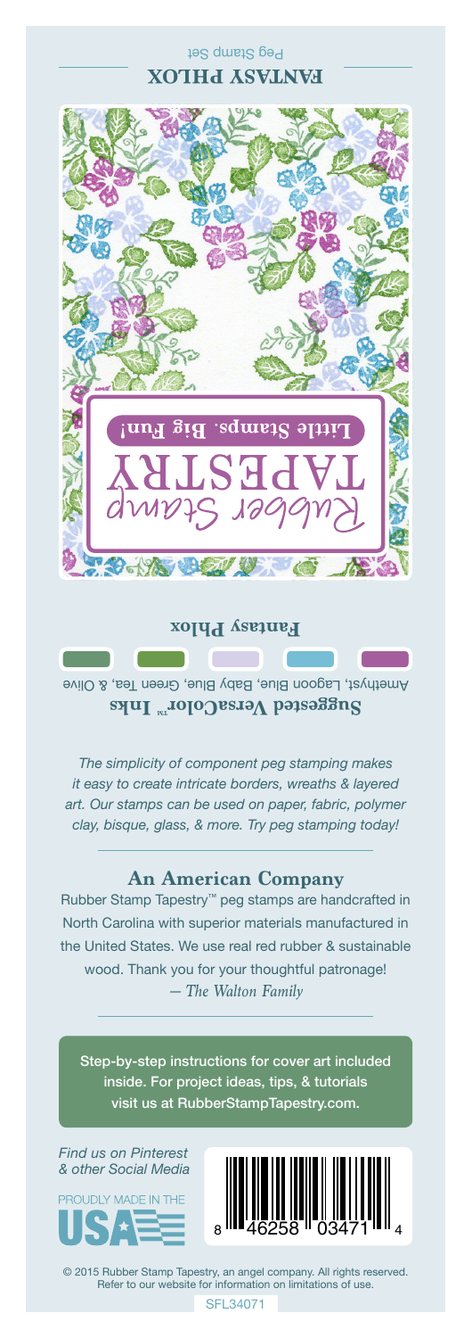# FANTASY PHLOX

Peg Stamp Set

Rubber Stamp TAPESTRY

Little Stamps. Big Fun!

**Fantasy Phlox**

**Suggested VersaColor™ Inks**

Amethyst, Lagoon Blue, Baby Blue, Green Tea, & Olive

*The simplicity of component peg stamping makes it easy to create intricate borders, wreaths & layered art. Our stamps can be used on paper, fabric, polymer clay, bisque, glass, & more. Try peg stamping today!*

## An American Company

Rubber Stamp Tapestry™ peg stamps are handcrafted in North Carolina with superior materials manufactured in the United States. We use real red rubber & sustainable wood. Thank you for your thoughtful patronage!

*— The Walton Family*

Step-by-step instructions for cover art included inside. For project ideas, tips, & tutorials visit us at RubberStampTapestry.com.

*Find us on Pinterest & other Social Media*

PROUDLY MADE IN THE USA

8 46258 03471 4

© 2015 Rubber Stamp Tapestry, an angel company. All rights reserved. Refer to our website for information on limitations of use.

SFL34071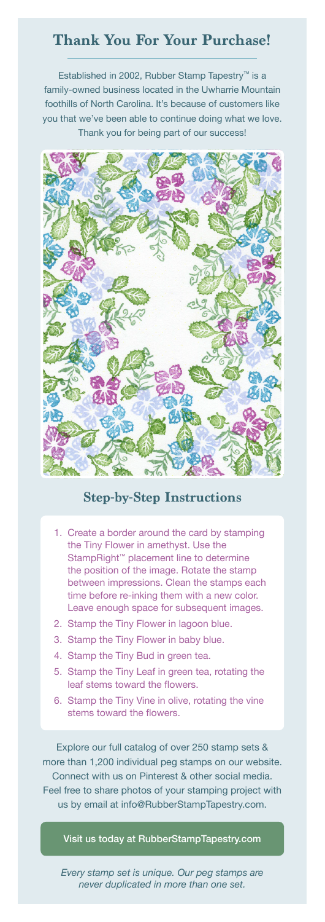## Thank You For Your Purchase!

Established in 2002, Rubber Stamp Tapestry™ is a family-owned business located in the Uwharrie Mountain foothills of North Carolina. It's because of customers like you that we've been able to continue doing what we love. Thank you for being part of our success!

### Step-by-Step Instructions

1. Create a border around the card by stamping the Tiny Flower in amethyst. Use the StampRight™ placement line to determine the position of the image. Rotate the stamp between impressions. Clean the stamps each time before re-inking them with a new color. Leave enough space for subsequent images.
2. Stamp the Tiny Flower in lagoon blue.
3. Stamp the Tiny Flower in baby blue.
4. Stamp the Tiny Bud in green tea.
5. Stamp the Tiny Leaf in green tea, rotating the leaf stems toward the flowers.
6. Stamp the Tiny Vine in olive, rotating the vine stems toward the flowers.

Explore our full catalog of over 250 stamp sets & more than 1,200 individual peg stamps on our website. Connect with us on Pinterest & other social media. Feel free to share photos of your stamping project with us by email at info@RubberStampTapestry.com.

Visit us today at RubberStampTapestry.com

*Every stamp set is unique. Our peg stamps are never duplicated in more than one set.*